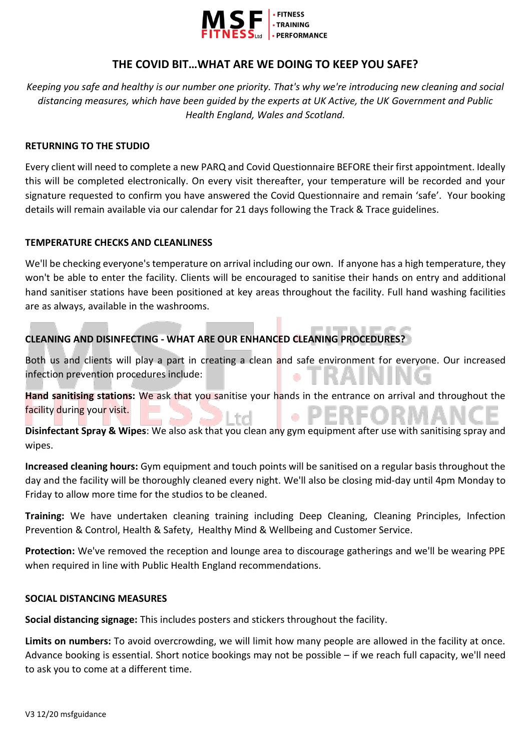# THE COVID BIT…WHAT ARE WE DOING TO KEEP YOU SAFE?

*Keeping you safe and healthy is our number one priority. That's why we're introducing new cleaning and social distancing measures, which have been guided by the experts at UK Active, the UK Government and Public Health England, Wales and Scotland.*

## RETURNING TO THE STUDIO

Every client will need to complete a new PARQ and Covid Questionnaire BEFORE their first appointment. Ideally this will be completed electronically. On every visit thereafter, your temperature will be recorded and your signature requested to confirm you have answered the Covid Questionnaire and remain 'safe'. Your booking details will remain available via our calendar for 21 days following the Track & Trace guidelines.

## TEMPERATURE CHECKS AND CLEANLINESS

We'll be checking everyone's temperature on arrival including our own. If anyone has a high temperature, they won't be able to enter the facility. Clients will be encouraged to sanitise their hands on entry and additional hand sanitiser stations have been positioned at key areas throughout the facility. Full hand washing facilities are as always, available in the washrooms.

## CLEANING AND DISINFECTING - WHAT ARE OUR ENHANCED CLEANING PROCEDURES?

Both us and clients will play a part in creating a clean and safe environment for everyone. Our increased infection prevention procedures include:

**Hand sanitising stations:** We ask that you sanitise your hands in the entrance on arrival and throughout the facility during your visit.

**Disinfectant Spray & Wipes**: We also ask that you clean any gym equipment after use with sanitising spray and wipes.

**Increased cleaning hours:** Gym equipment and touch points will be sanitised on a regular basis throughout the day and the facility will be thoroughly cleaned every night. We'll also be closing mid-day until 4pm Monday to Friday to allow more time for the studios to be cleaned.

**Training:** We have undertaken cleaning training including Deep Cleaning, Cleaning Principles, Infection Prevention & Control, Health & Safety, Healthy Mind & Wellbeing and Customer Service.

**Protection:** We've removed the reception and lounge area to discourage gatherings and we'll be wearing PPE when required in line with Public Health England recommendations.

## SOCIAL DISTANCING MEASURES

**Social distancing signage:** This includes posters and stickers throughout the facility.

**Limits on numbers:** To avoid overcrowding, we will limit how many people are allowed in the facility at once. Advance booking is essential. Short notice bookings may not be possible – if we reach full capacity, we'll need to ask you to come at a different time.

V3 12/20 msfguidance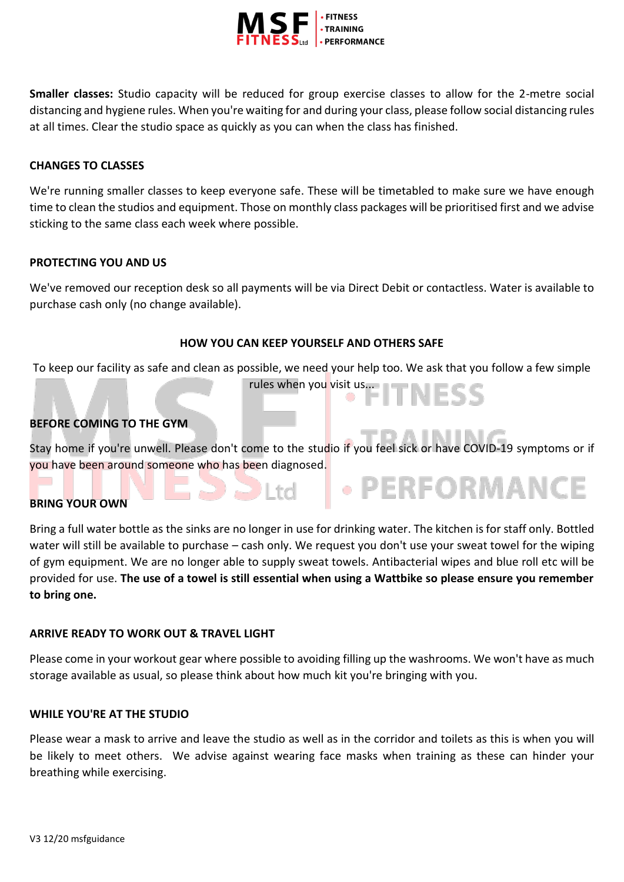**Smaller classes:** Studio capacity will be reduced for group exercise classes to allow for the 2-metre social distancing and hygiene rules. When you're waiting for and during your class, please follow social distancing rules at all times. Clear the studio space as quickly as you can when the class has finished.

## CHANGES TO CLASSES

We're running smaller classes to keep everyone safe. These will be timetabled to make sure we have enough time to clean the studios and equipment. Those on monthly class packages will be prioritised first and we advise sticking to the same class each week where possible.

## PROTECTING YOU AND US

We've removed our reception desk so all payments will be via Direct Debit or contactless. Water is available to purchase cash only (no change available).

## HOW YOU CAN KEEP YOURSELF AND OTHERS SAFE

To keep our facility as safe and clean as possible, we need your help too. We ask that you follow a few simple rules when you visit us...

## BEFORE COMING TO THE GYM

Stay home if you're unwell. Please don't come to the studio if you feel sick or have COVID-19 symptoms or if you have been around someone who has been diagnosed.

## BRING YOUR OWN

Bring a full water bottle as the sinks are no longer in use for drinking water. The kitchen is for staff only. Bottled water will still be available to purchase – cash only. We request you don't use your sweat towel for the wiping of gym equipment. We are no longer able to supply sweat towels. Antibacterial wipes and blue roll etc will be provided for use. **The use of a towel is still essential when using a Wattbike so please ensure you remember to bring one.**

## ARRIVE READY TO WORK OUT & TRAVEL LIGHT

Please come in your workout gear where possible to avoiding filling up the washrooms. We won't have as much storage available as usual, so please think about how much kit you're bringing with you.

## WHILE YOU'RE AT THE STUDIO

Please wear a mask to arrive and leave the studio as well as in the corridor and toilets as this is when you will be likely to meet others. We advise against wearing face masks when training as these can hinder your breathing while exercising.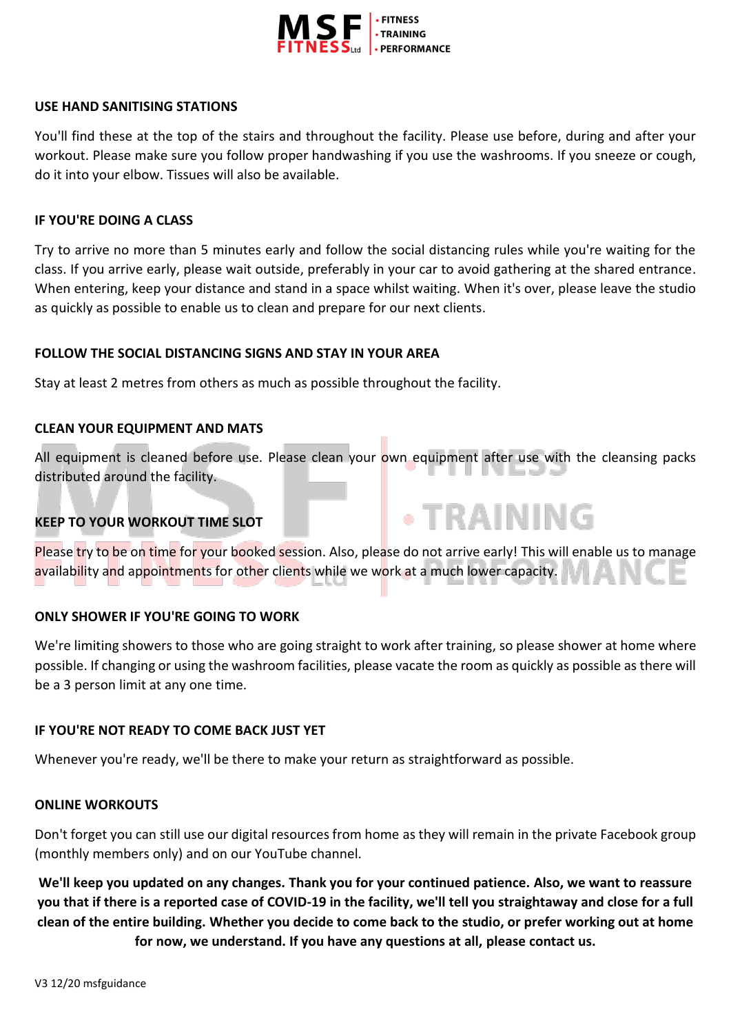## USE HAND SANITISING STATIONS

You'll find these at the top of the stairs and throughout the facility. Please use before, during and after your workout. Please make sure you follow proper handwashing if you use the washrooms. If you sneeze or cough, do it into your elbow. Tissues will also be available.

## IF YOU'RE DOING A CLASS

Try to arrive no more than 5 minutes early and follow the social distancing rules while you're waiting for the class. If you arrive early, please wait outside, preferably in your car to avoid gathering at the shared entrance. When entering, keep your distance and stand in a space whilst waiting. When it's over, please leave the studio as quickly as possible to enable us to clean and prepare for our next clients.

## FOLLOW THE SOCIAL DISTANCING SIGNS AND STAY IN YOUR AREA

Stay at least 2 metres from others as much as possible throughout the facility.

## CLEAN YOUR EQUIPMENT AND MATS

All equipment is cleaned before use. Please clean your own equipment after use with the cleansing packs distributed around the facility.

## KEEP TO YOUR WORKOUT TIME SLOT

Please try to be on time for your booked session. Also, please do not arrive early! This will enable us to manage availability and appointments for other clients while we work at a much lower capacity.

## ONLY SHOWER IF YOU'RE GOING TO WORK

We're limiting showers to those who are going straight to work after training, so please shower at home where possible. If changing or using the washroom facilities, please vacate the room as quickly as possible as there will be a 3 person limit at any one time.

## IF YOU'RE NOT READY TO COME BACK JUST YET

Whenever you're ready, we'll be there to make your return as straightforward as possible.

## ONLINE WORKOUTS

Don't forget you can still use our digital resources from home as they will remain in the private Facebook group (monthly members only) and on our YouTube channel.

**We'll keep you updated on any changes. Thank you for your continued patience. Also, we want to reassure you that if there is a reported case of COVID-19 in the facility, we'll tell you straightaway and close for a full clean of the entire building. Whether you decide to come back to the studio, or prefer working out at home for now, we understand. If you have any questions at all, please contact us.**

V3 12/20 msfguidance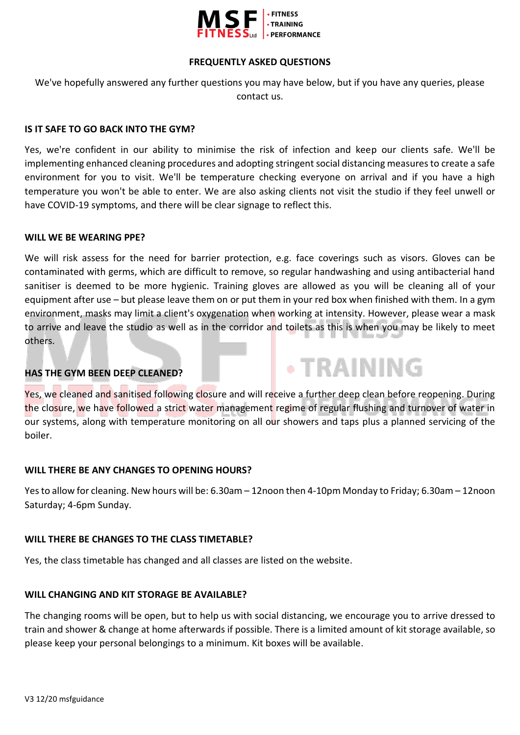## FREQUENTLY ASKED QUESTIONS

We've hopefully answered any further questions you may have below, but if you have any queries, please contact us.

### IS IT SAFE TO GO BACK INTO THE GYM?

Yes, we're confident in our ability to minimise the risk of infection and keep our clients safe. We'll be implementing enhanced cleaning procedures and adopting stringent social distancing measures to create a safe environment for you to visit. We'll be temperature checking everyone on arrival and if you have a high temperature you won't be able to enter. We are also asking clients not visit the studio if they feel unwell or have COVID-19 symptoms, and there will be clear signage to reflect this.

### WILL WE BE WEARING PPE?

We will risk assess for the need for barrier protection, e.g. face coverings such as visors. Gloves can be contaminated with germs, which are difficult to remove, so regular handwashing and using antibacterial hand sanitiser is deemed to be more hygienic. Training gloves are allowed as you will be cleaning all of your equipment after use – but please leave them on or put them in your red box when finished with them. In a gym environment, masks may limit a client's oxygenation when working at intensity. However, please wear a mask to arrive and leave the studio as well as in the corridor and toilets as this is when you may be likely to meet others.

### HAS THE GYM BEEN DEEP CLEANED?

Yes, we cleaned and sanitised following closure and will receive a further deep clean before reopening. During the closure, we have followed a strict water management regime of regular flushing and turnover of water in our systems, along with temperature monitoring on all our showers and taps plus a planned servicing of the boiler.

### WILL THERE BE ANY CHANGES TO OPENING HOURS?

Yes to allow for cleaning. New hours will be: 6.30am – 12noon then 4-10pm Monday to Friday; 6.30am – 12noon Saturday; 4-6pm Sunday.

### WILL THERE BE CHANGES TO THE CLASS TIMETABLE?

Yes, the class timetable has changed and all classes are listed on the website.

### WILL CHANGING AND KIT STORAGE BE AVAILABLE?

The changing rooms will be open, but to help us with social distancing, we encourage you to arrive dressed to train and shower & change at home afterwards if possible. There is a limited amount of kit storage available, so please keep your personal belongings to a minimum. Kit boxes will be available.